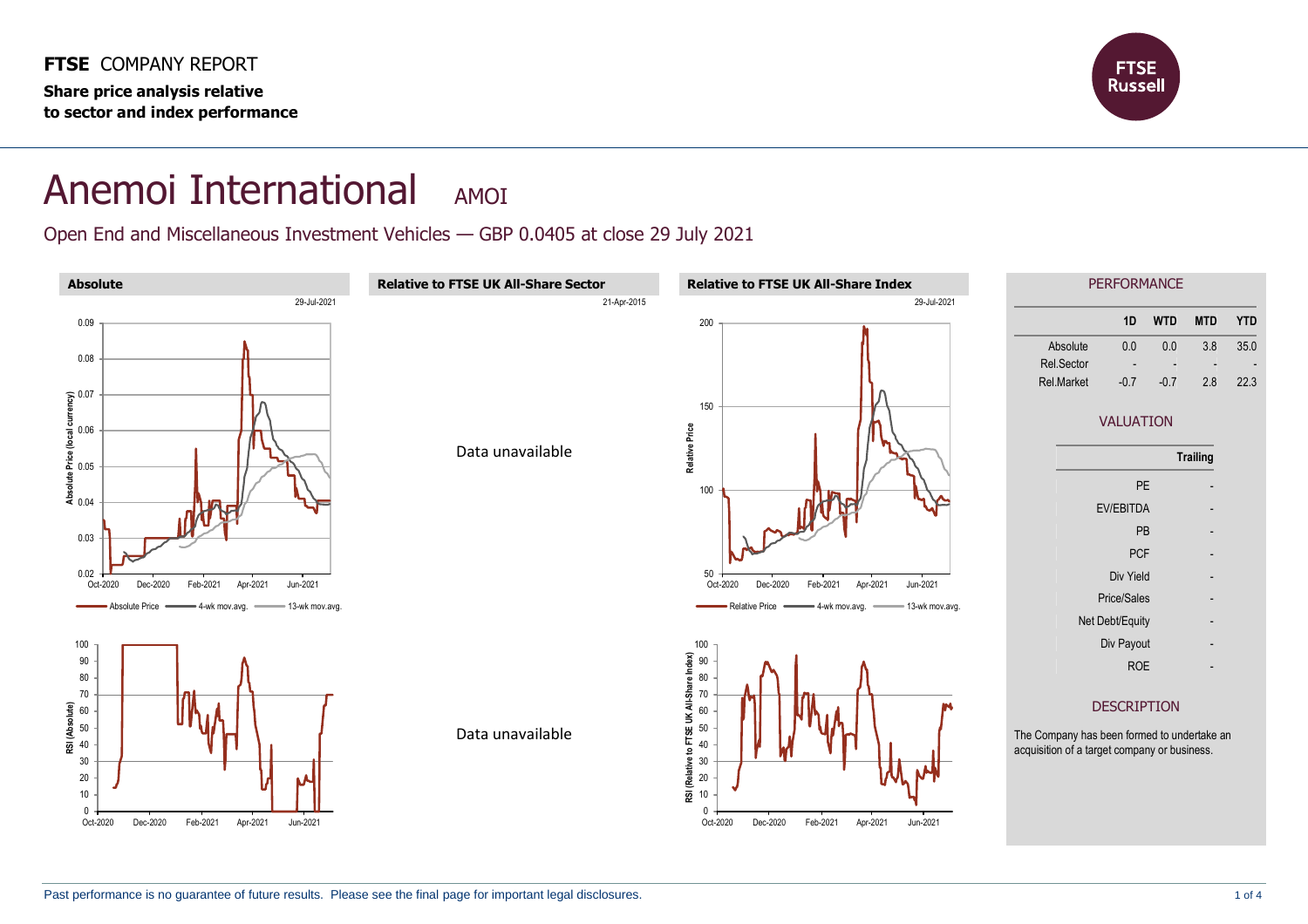**FTSE** COMPANY REPORT

**Share price analysis relative to sector and index performance**

# Anemoi International AMOI

Open End and Miscellaneous Investment Vehicles — GBP 0.0405 at close 29 July 2021

### Absolute

29-Jul-2021

### Relative to FTSE UK All-Share Sector

21-Apr-2015

Data unavailable

Data unavailable

### Relative to FTSE UK All-Share Index

29-Jul-2021

## PERFORMANCE

| | 1D | WTD | MTD | YTD |
|---|---|---|---|---|
| Absolute | 0.0 | 0.0 | 3.8 | 35.0 |
| Rel.Sector | - | - | - | - |
| Rel.Market | -0.7 | -0.7 | 2.8 | 22.3 |

## VALUATION

| | Trailing |
|---|---|
| PE | - |
| EV/EBITDA | - |
| PB | - |
| PCF | - |
| Div Yield | - |
| Price/Sales | - |
| Net Debt/Equity | - |
| Div Payout | - |
| ROE | - |

## DESCRIPTION

The Company has been formed to undertake an acquisition of a target company or business.

Past performance is no guarantee of future results. Please see the final page for important legal disclosures.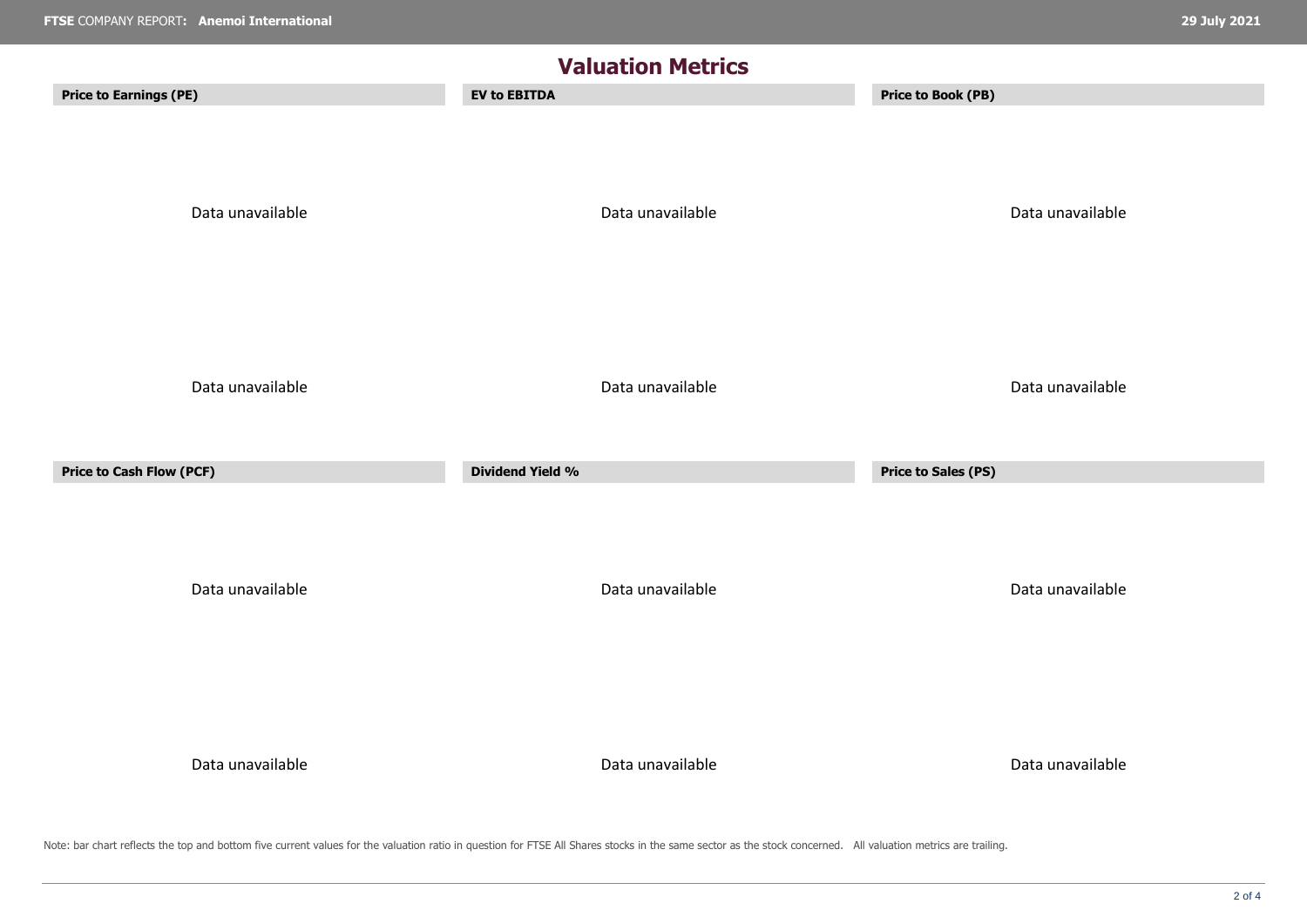# Valuation Metrics

### Price to Earnings (PE)

Data unavailable

Data unavailable

### EV to EBITDA

Data unavailable

Data unavailable

### Price to Book (PB)

Data unavailable

Data unavailable

### Price to Cash Flow (PCF)

Data unavailable

Data unavailable

### Dividend Yield %

Data unavailable

Data unavailable

### Price to Sales (PS)

Data unavailable

Data unavailable

Note: bar chart reflects the top and bottom five current values for the valuation ratio in question for FTSE All Shares stocks in the same sector as the stock concerned. All valuation metrics are trailing.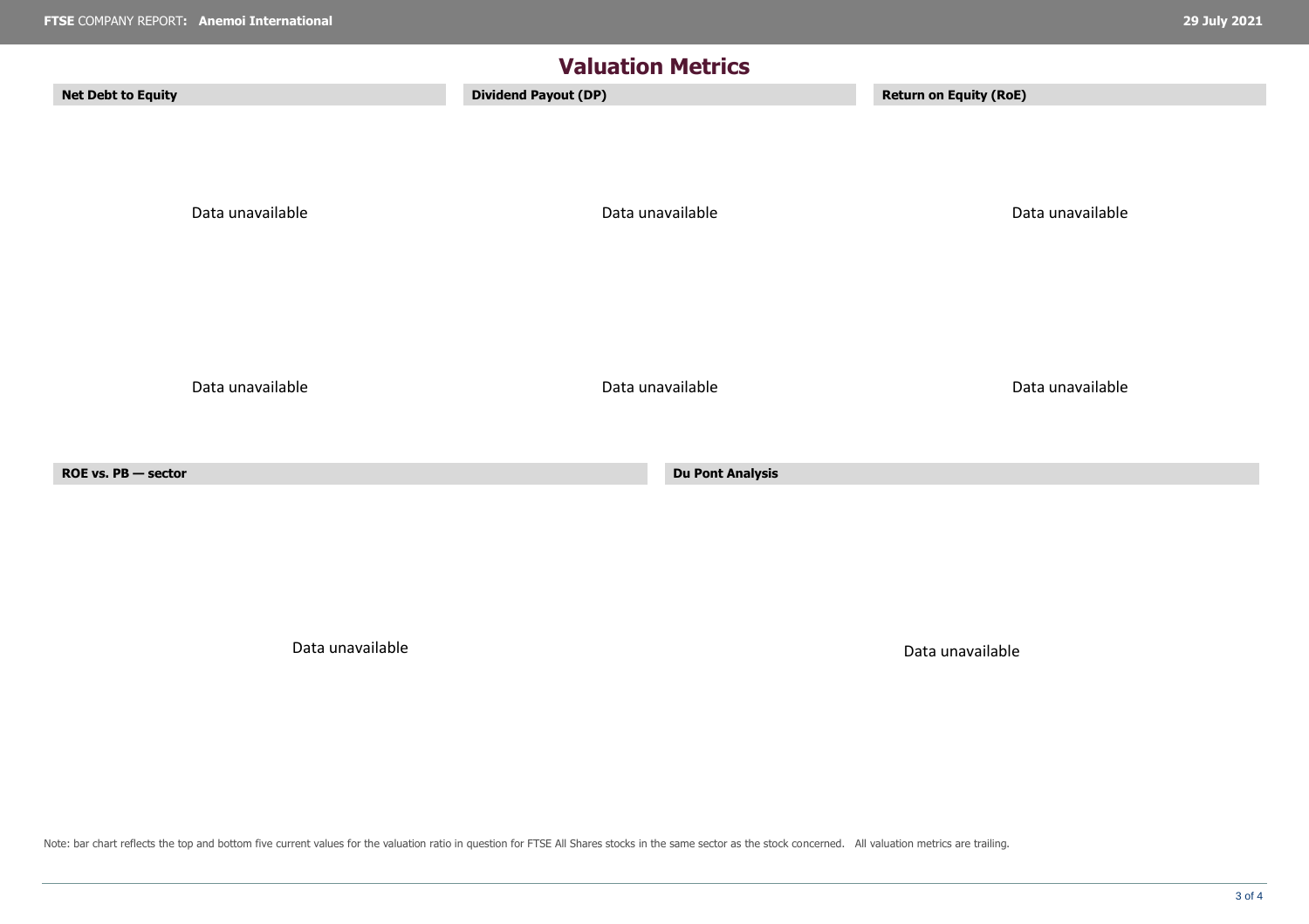# Valuation Metrics

### Net Debt to Equity

Data unavailable

Data unavailable

### Dividend Payout (DP)

Data unavailable

Data unavailable

### Return on Equity (RoE)

Data unavailable

Data unavailable

### ROE vs. PB — sector

Data unavailable

### Du Pont Analysis

Data unavailable

Note: bar chart reflects the top and bottom five current values for the valuation ratio in question for FTSE All Shares stocks in the same sector as the stock concerned. All valuation metrics are trailing.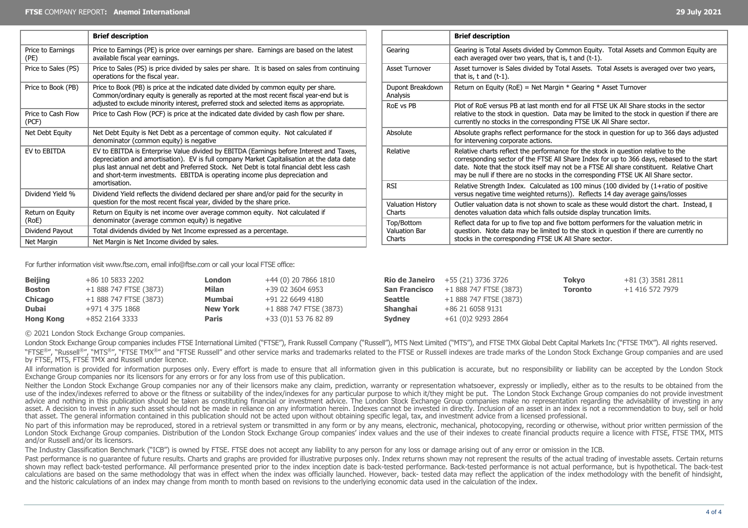| | Brief description |
|---|---|
| Price to Earnings (PE) | Price to Earnings (PE) is price over earnings per share. Earnings are based on the latest available fiscal year earnings. |
| Price to Sales (PS) | Price to Sales (PS) is price divided by sales per share. It is based on sales from continuing operations for the fiscal year. |
| Price to Book (PB) | Price to Book (PB) is price at the indicated date divided by common equity per share. Common/ordinary equity is generally as reported at the most recent fiscal year-end but is adjusted to exclude minority interest, preferred stock and selected items as appropriate. |
| Price to Cash Flow (PCF) | Price to Cash Flow (PCF) is price at the indicated date divided by cash flow per share. |
| Net Debt Equity | Net Debt Equity is Net Debt as a percentage of common equity. Not calculated if denominator (common equity) is negative |
| EV to EBITDA | EV to EBITDA is Enterprise Value divided by EBITDA (Earnings before Interest and Taxes, depreciation and amortisation). EV is full company Market Capitalisation at the data date plus last annual net debt and Preferred Stock. Net Debt is total financial debt less cash and short-term investments. EBITDA is operating income plus depreciation and amortisation. |
| Dividend Yield % | Dividend Yield reflects the dividend declared per share and/or paid for the security in question for the most recent fiscal year, divided by the share price. |
| Return on Equity (RoE) | Return on Equity is net income over average common equity. Not calculated if denominator (average common equity) is negative |
| Dividend Payout | Total dividends divided by Net Income expressed as a percentage. |
| Net Margin | Net Margin is Net Income divided by sales. |

| | Brief description |
|---|---|
| Gearing | Gearing is Total Assets divided by Common Equity. Total Assets and Common Equity are each averaged over two years, that is, t and (t-1). |
| Asset Turnover | Asset turnover is Sales divided by Total Assets. Total Assets is averaged over two years, that is, t and (t-1). |
| Dupont Breakdown Analysis | Return on Equity (RoE) = Net Margin * Gearing * Asset Turnover |
| RoE vs PB | Plot of RoE versus PB at last month end for all FTSE UK All Share stocks in the sector relative to the stock in question. Data may be limited to the stock in question if there are currently no stocks in the corresponding FTSE UK All Share sector. |
| Absolute | Absolute graphs reflect performance for the stock in question for up to 366 days adjusted for intervening corporate actions. |
| Relative | Relative charts reflect the performance for the stock in question relative to the corresponding sector of the FTSE All Share Index for up to 366 days, rebased to the start date. Note that the stock itself may not be a FTSE All share constituent. Relative Chart may be null if there are no stocks in the corresponding FTSE UK All Share sector. |
| RSI | Relative Strength Index. Calculated as 100 minus (100 divided by (1+ratio of positive versus negative time weighted returns)). Reflects 14 day average gains/losses |
| Valuation History Charts | Outlier valuation data is not shown to scale as these would distort the chart. Instead, ‖ denotes valuation data which falls outside display truncation limits. |
| Top/Bottom Valuation Bar Charts | Reflect data for up to five top and five bottom performers for the valuation metric in question. Note data may be limited to the stock in question if there are currently no stocks in the corresponding FTSE UK All Share sector. |

For further information visit www.ftse.com, email info@ftse.com or call your local FTSE office:

| | | | | | | | |
|---|---|---|---|---|---|---|---|
| **Beijing** | +86 10 5833 2202 | **London** | +44 (0) 20 7866 1810 | **Rio de Janeiro** | +55 (21) 3736 3726 | **Tokyo** | +81 (3) 3581 2811 |
| **Boston** | +1 888 747 FTSE (3873) | **Milan** | +39 02 3604 6953 | **San Francisco** | +1 888 747 FTSE (3873) | **Toronto** | +1 416 572 7979 |
| **Chicago** | +1 888 747 FTSE (3873) | **Mumbai** | +91 22 6649 4180 | **Seattle** | +1 888 747 FTSE (3873) | | |
| **Dubai** | +971 4 375 1868 | **New York** | +1 888 747 FTSE (3873) | **Shanghai** | +86 21 6058 9131 | | |
| **Hong Kong** | +852 2164 3333 | **Paris** | +33 (0)1 53 76 82 89 | **Sydney** | +61 (0)2 9293 2864 | | |

© 2021 London Stock Exchange Group companies.

London Stock Exchange Group companies includes FTSE International Limited ("FTSE"), Frank Russell Company ("Russell"), MTS Next Limited ("MTS"), and FTSE TMX Global Debt Capital Markets Inc ("FTSE TMX"). All rights reserved. "FTSE®", "Russell®", "MTS®", "FTSE TMX®" and "FTSE Russell" and other service marks and trademarks related to the FTSE or Russell indexes are trade marks of the London Stock Exchange Group companies and are used by FTSE, MTS, FTSE TMX and Russell under licence.

All information is provided for information purposes only. Every effort is made to ensure that all information given in this publication is accurate, but no responsibility or liability can be accepted by the London Stock Exchange Group companies nor its licensors for any errors or for any loss from use of this publication.

Neither the London Stock Exchange Group companies nor any of their licensors make any claim, prediction, warranty or representation whatsoever, expressly or impliedly, either as to the results to be obtained from the use of the index/indexes referred to above or the fitness or suitability of the index/indexes for any particular purpose to which it/they might be put. The London Stock Exchange Group companies do not provide investment advice and nothing in this publication should be taken as constituting financial or investment advice. The London Stock Exchange Group companies make no representation regarding the advisability of investing in any asset. A decision to invest in any such asset should not be made in reliance on any information herein. Indexes cannot be invested in directly. Inclusion of an asset in an index is not a recommendation to buy, sell or hold that asset. The general information contained in this publication should not be acted upon without obtaining specific legal, tax, and investment advice from a licensed professional.

No part of this information may be reproduced, stored in a retrieval system or transmitted in any form or by any means, electronic, mechanical, photocopying, recording or otherwise, without prior written permission of the London Stock Exchange Group companies. Distribution of the London Stock Exchange Group companies' index values and the use of their indexes to create financial products require a licence with FTSE, FTSE TMX, MTS and/or Russell and/or its licensors.

The Industry Classification Benchmark ("ICB") is owned by FTSE. FTSE does not accept any liability to any person for any loss or damage arising out of any error or omission in the ICB.

Past performance is no guarantee of future results. Charts and graphs are provided for illustrative purposes only. Index returns shown may not represent the results of the actual trading of investable assets. Certain returns shown may reflect back-tested performance. All performance presented prior to the index inception date is back-tested performance. Back-tested performance is not actual performance, but is hypothetical. The back-test calculations are based on the same methodology that was in effect when the index was officially launched. However, back- tested data may reflect the application of the index methodology with the benefit of hindsight, and the historic calculations of an index may change from month to month based on revisions to the underlying economic data used in the calculation of the index.